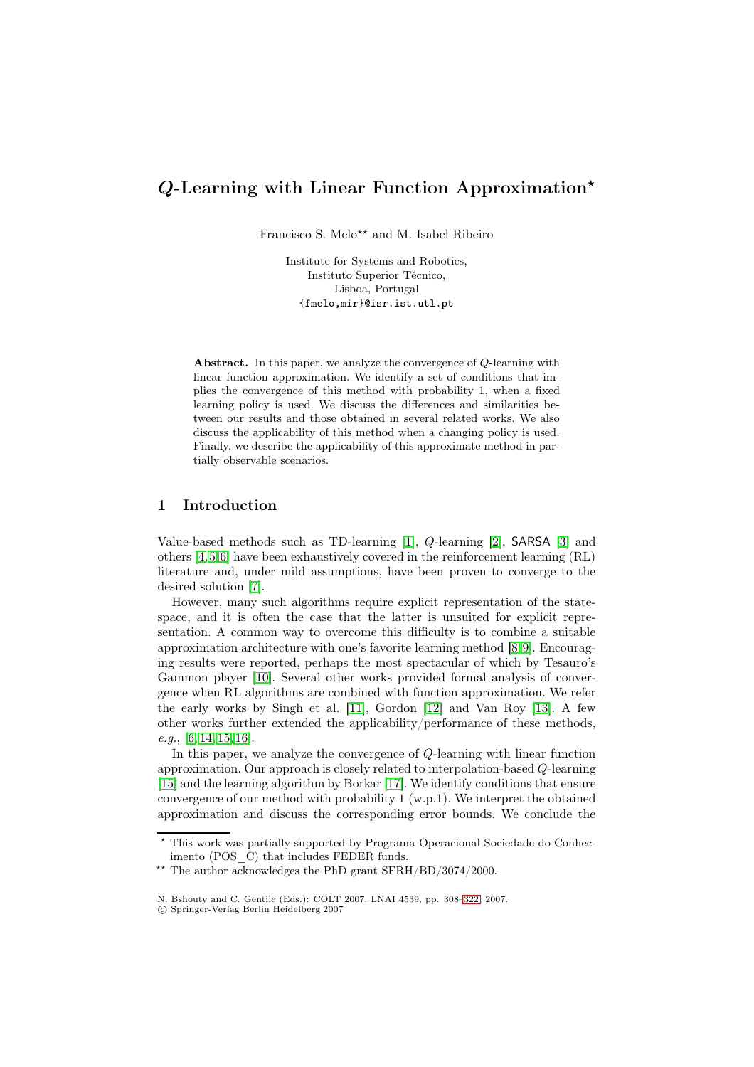# $Q$-Learning with Linear Function Approximation*

Francisco S. Melo** and M. Isabel Ribeiro

Institute for Systems and Robotics,
Instituto Superior Técnico,
Lisboa, Portugal
{fmelo,mir}@isr.ist.utl.pt

**Abstract.** In this paper, we analyze the convergence of $Q$-learning with linear function approximation. We identify a set of conditions that implies the convergence of this method with probability 1, when a fixed learning policy is used. We discuss the differences and similarities between our results and those obtained in several related works. We also discuss the applicability of this method when a changing policy is used. Finally, we describe the applicability of this approximate method in partially observable scenarios.

## 1 Introduction

Value-based methods such as TD-learning [1], $Q$-learning [2], SARSA [3] and others [4,5,6] have been exhaustively covered in the reinforcement learning (RL) literature and, under mild assumptions, have been proven to converge to the desired solution [7].

However, many such algorithms require explicit representation of the state-space, and it is often the case that the latter is unsuited for explicit representation. A common way to overcome this difficulty is to combine a suitable approximation architecture with one's favorite learning method [8,9]. Encouraging results were reported, perhaps the most spectacular of which by Tesauro's Gammon player [10]. Several other works provided formal analysis of convergence when RL algorithms are combined with function approximation. We refer the early works by Singh et al. [11], Gordon [12] and Van Roy [13]. A few other works further extended the applicability/performance of these methods, *e.g.*, [6,14,15,16].

In this paper, we analyze the convergence of $Q$-learning with linear function approximation. Our approach is closely related to interpolation-based $Q$-learning [15] and the learning algorithm by Borkar [17]. We identify conditions that ensure convergence of our method with probability 1 (w.p.1). We interpret the obtained approximation and discuss the corresponding error bounds. We conclude the

---

* This work was partially supported by Programa Operacional Sociedade do Conhecimento (POS_C) that includes FEDER funds.

** The author acknowledges the PhD grant SFRH/BD/3074/2000.

N. Bshouty and C. Gentile (Eds.): COLT 2007, LNAI 4539, pp. 308–322, 2007.
© Springer-Verlag Berlin Heidelberg 2007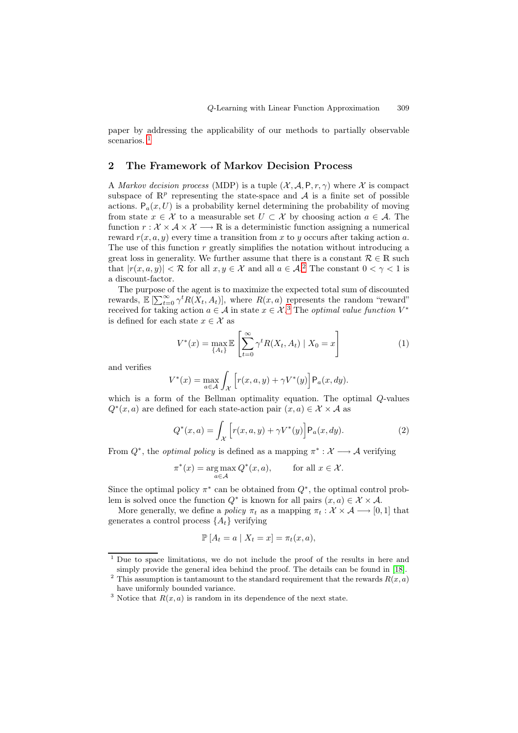paper by addressing the applicability of our methods to partially observable scenarios. [1]

## 2 The Framework of Markov Decision Process

A *Markov decision process* (MDP) is a tuple $(\mathcal{X}, \mathcal{A}, \mathsf{P}, r, \gamma)$ where $\mathcal{X}$ is compact subspace of $\mathbb{R}^p$ representing the state-space and $\mathcal{A}$ is a finite set of possible actions. $\mathsf{P}_a(x, U)$ is a probability kernel determining the probability of moving from state $x \in \mathcal{X}$ to a measurable set $U \subset \mathcal{X}$ by choosing action $a \in \mathcal{A}$. The function $r : \mathcal{X} \times \mathcal{A} \times \mathcal{X} \longrightarrow \mathbb{R}$ is a deterministic function assigning a numerical reward $r(x, a, y)$ every time a transition from $x$ to $y$ occurs after taking action $a$. The use of this function $r$ greatly simplifies the notation without introducing a great loss in generality. We further assume that there is a constant $\mathcal{R} \in \mathbb{R}$ such that $|r(x, a, y)| < \mathcal{R}$ for all $x, y \in \mathcal{X}$ and all $a \in \mathcal{A}$.[2] The constant $0 < \gamma < 1$ is a discount-factor.

The purpose of the agent is to maximize the expected total sum of discounted rewards, $\mathbb{E}\left[\sum_{t=0}^{\infty} \gamma^t R(X_t, A_t)\right]$, where $R(x, a)$ represents the random "reward" received for taking action $a \in \mathcal{A}$ in state $x \in \mathcal{X}$.[3] The *optimal value function* $V^*$ is defined for each state $x \in \mathcal{X}$ as

$$V^*(x) = \max_{\{A_t\}} \mathbb{E}\left[\sum_{t=0}^{\infty} \gamma^t R(X_t, A_t) \mid X_0 = x\right] \tag{1}$$

and verifies

$$V^*(x) = \max_{a \in \mathcal{A}} \int_{\mathcal{X}} \Big[r(x, a, y) + \gamma V^*(y)\Big] \mathsf{P}_a(x, dy).$$

which is a form of the Bellman optimality equation. The optimal $Q$-values $Q^*(x, a)$ are defined for each state-action pair $(x, a) \in \mathcal{X} \times \mathcal{A}$ as

$$Q^*(x, a) = \int_{\mathcal{X}} \Big[r(x, a, y) + \gamma V^*(y)\Big] \mathsf{P}_a(x, dy). \tag{2}$$

From $Q^*$, the *optimal policy* is defined as a mapping $\pi^* : \mathcal{X} \longrightarrow \mathcal{A}$ verifying

$$\pi^*(x) = \arg\max_{a \in \mathcal{A}} Q^*(x, a), \qquad \text{for all } x \in \mathcal{X}.$$

Since the optimal policy $\pi^*$ can be obtained from $Q^*$, the optimal control problem is solved once the function $Q^*$ is known for all pairs $(x, a) \in \mathcal{X} \times \mathcal{A}$.

More generally, we define a *policy* $\pi_t$ as a mapping $\pi_t : \mathcal{X} \times \mathcal{A} \longrightarrow [0, 1]$ that generates a control process $\{A_t\}$ verifying

$$\mathbb{P}\left[A_t = a \mid X_t = x\right] = \pi_t(x, a),$$

[1] Due to space limitations, we do not include the proof of the results in here and simply provide the general idea behind the proof. The details can be found in [18].

[2] This assumption is tantamount to the standard requirement that the rewards $R(x, a)$ have uniformly bounded variance.

[3] Notice that $R(x, a)$ is random in its dependence of the next state.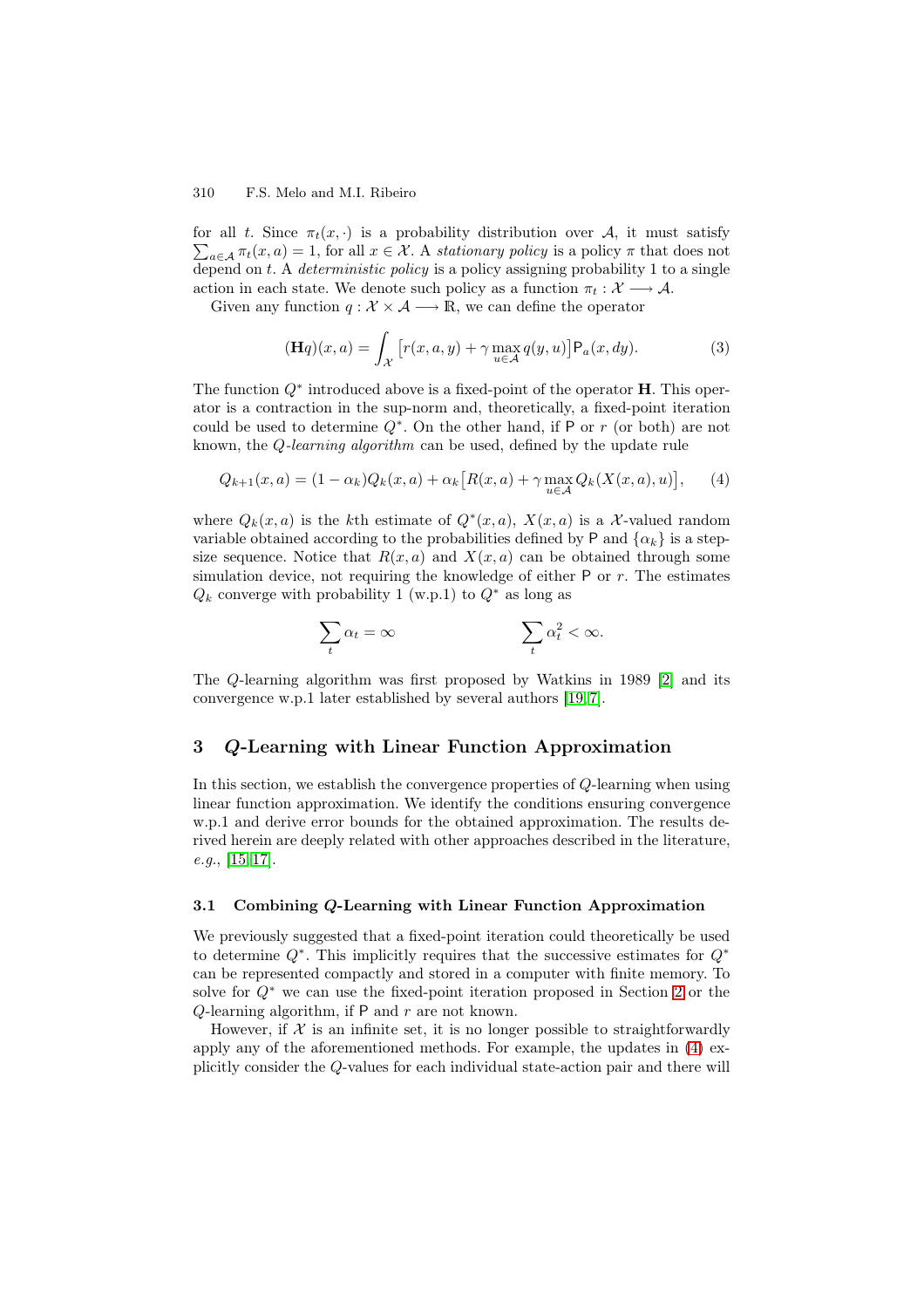for all $t$. Since $\pi_t(x, \cdot)$ is a probability distribution over $\mathcal{A}$, it must satisfy $\sum_{a \in \mathcal{A}} \pi_t(x, a) = 1$, for all $x \in \mathcal{X}$. A *stationary policy* is a policy $\pi$ that does not depend on $t$. A *deterministic policy* is a policy assigning probability 1 to a single action in each state. We denote such policy as a function $\pi_t : \mathcal{X} \longrightarrow \mathcal{A}$.

Given any function $q : \mathcal{X} \times \mathcal{A} \longrightarrow \mathbb{R}$, we can define the operator

$$(\mathbf{H}q)(x, a) = \int_{\mathcal{X}} \left[ r(x, a, y) + \gamma \max_{u \in \mathcal{A}} q(y, u) \right] \mathsf{P}_a(x, dy). \tag{3}$$

The function $Q^*$ introduced above is a fixed-point of the operator $\mathbf{H}$. This operator is a contraction in the sup-norm and, theoretically, a fixed-point iteration could be used to determine $Q^*$. On the other hand, if $\mathsf{P}$ or $r$ (or both) are not known, the *Q-learning algorithm* can be used, defined by the update rule

$$Q_{k+1}(x, a) = (1 - \alpha_k) Q_k(x, a) + \alpha_k \left[ R(x, a) + \gamma \max_{u \in \mathcal{A}} Q_k(X(x, a), u) \right], \tag{4}$$

where $Q_k(x, a)$ is the $k$th estimate of $Q^*(x, a)$, $X(x, a)$ is a $\mathcal{X}$-valued random variable obtained according to the probabilities defined by $\mathsf{P}$ and $\{\alpha_k\}$ is a step-size sequence. Notice that $R(x, a)$ and $X(x, a)$ can be obtained through some simulation device, not requiring the knowledge of either $\mathsf{P}$ or $r$. The estimates $Q_k$ converge with probability 1 (w.p.1) to $Q^*$ as long as

$$\sum_t \alpha_t = \infty \qquad\qquad \sum_t \alpha_t^2 < \infty.$$

The $Q$-learning algorithm was first proposed by Watkins in 1989 [2] and its convergence w.p.1 later established by several authors [19,7].

## 3 $Q$-Learning with Linear Function Approximation

In this section, we establish the convergence properties of $Q$-learning when using linear function approximation. We identify the conditions ensuring convergence w.p.1 and derive error bounds for the obtained approximation. The results derived herein are deeply related with other approaches described in the literature, *e.g.*, [15,17].

### 3.1 Combining $Q$-Learning with Linear Function Approximation

We previously suggested that a fixed-point iteration could theoretically be used to determine $Q^*$. This implicitly requires that the successive estimates for $Q^*$ can be represented compactly and stored in a computer with finite memory. To solve for $Q^*$ we can use the fixed-point iteration proposed in Section 2 or the $Q$-learning algorithm, if $\mathsf{P}$ and $r$ are not known.

However, if $\mathcal{X}$ is an infinite set, it is no longer possible to straightforwardly apply any of the aforementioned methods. For example, the updates in (4) explicitly consider the $Q$-values for each individual state-action pair and there will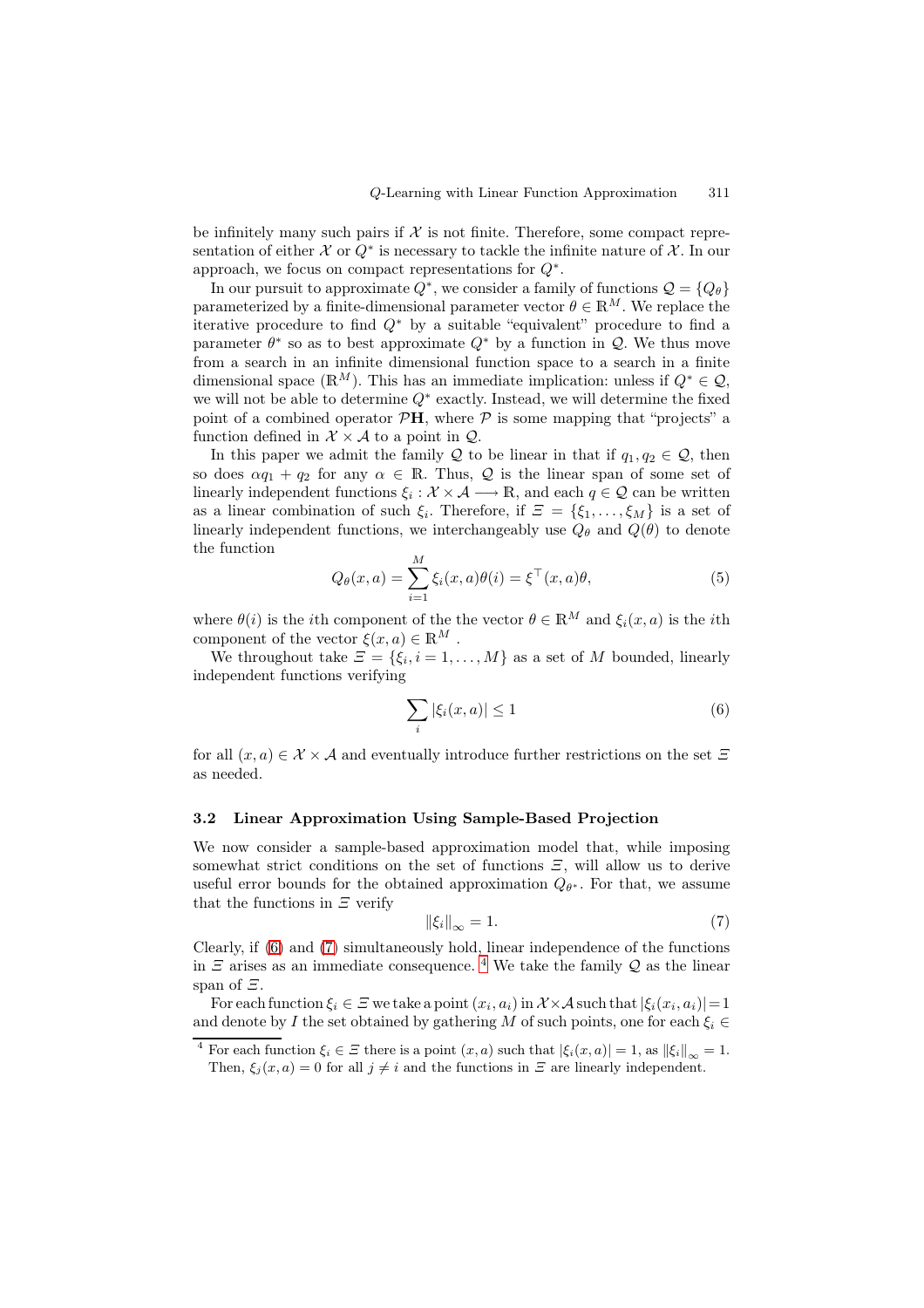be infinitely many such pairs if $\mathcal{X}$ is not finite. Therefore, some compact representation of either $\mathcal{X}$ or $Q^*$ is necessary to tackle the infinite nature of $\mathcal{X}$. In our approach, we focus on compact representations for $Q^*$.

In our pursuit to approximate $Q^*$, we consider a family of functions $\mathcal{Q} = \{Q_\theta\}$ parameterized by a finite-dimensional parameter vector $\theta \in \mathbb{R}^M$. We replace the iterative procedure to find $Q^*$ by a suitable "equivalent" procedure to find a parameter $\theta^*$ so as to best approximate $Q^*$ by a function in $\mathcal{Q}$. We thus move from a search in an infinite dimensional function space to a search in a finite dimensional space ($\mathbb{R}^M$). This has an immediate implication: unless if $Q^* \in \mathcal{Q}$, we will not be able to determine $Q^*$ exactly. Instead, we will determine the fixed point of a combined operator $\mathcal{P}\mathbf{H}$, where $\mathcal{P}$ is some mapping that "projects" a function defined in $\mathcal{X} \times \mathcal{A}$ to a point in $\mathcal{Q}$.

In this paper we admit the family $\mathcal{Q}$ to be linear in that if $q_1, q_2 \in \mathcal{Q}$, then so does $\alpha q_1 + q_2$ for any $\alpha \in \mathbb{R}$. Thus, $\mathcal{Q}$ is the linear span of some set of linearly independent functions $\xi_i : \mathcal{X} \times \mathcal{A} \longrightarrow \mathbb{R}$, and each $q \in \mathcal{Q}$ can be written as a linear combination of such $\xi_i$. Therefore, if $\Xi = \{\xi_1, \ldots, \xi_M\}$ is a set of linearly independent functions, we interchangeably use $Q_\theta$ and $Q(\theta)$ to denote the function

$$Q_\theta(x, a) = \sum_{i=1}^{M} \xi_i(x, a)\theta(i) = \xi^\top(x, a)\theta, \tag{5}$$

where $\theta(i)$ is the $i$th component of the the vector $\theta \in \mathbb{R}^M$ and $\xi_i(x, a)$ is the $i$th component of the vector $\xi(x, a) \in \mathbb{R}^M$ .

We throughout take $\Xi = \{\xi_i, i = 1, \ldots, M\}$ as a set of $M$ bounded, linearly independent functions verifying

$$\sum_i |\xi_i(x, a)| \leq 1 \tag{6}$$

for all $(x, a) \in \mathcal{X} \times \mathcal{A}$ and eventually introduce further restrictions on the set $\Xi$ as needed.

### 3.2 Linear Approximation Using Sample-Based Projection

We now consider a sample-based approximation model that, while imposing somewhat strict conditions on the set of functions $\Xi$, will allow us to derive useful error bounds for the obtained approximation $Q_{\theta^*}$. For that, we assume that the functions in $\Xi$ verify

$$\|\xi_i\|_\infty = 1. \tag{7}$$

Clearly, if (6) and (7) simultaneously hold, linear independence of the functions in $\Xi$ arises as an immediate consequence. [4] We take the family $\mathcal{Q}$ as the linear span of $\Xi$.

For each function $\xi_i \in \Xi$ we take a point $(x_i, a_i)$ in $\mathcal{X} \times \mathcal{A}$ such that $|\xi_i(x_i, a_i)| = 1$ and denote by $I$ the set obtained by gathering $M$ of such points, one for each $\xi_i \in$

[4] For each function $\xi_i \in \Xi$ there is a point $(x, a)$ such that $|\xi_i(x, a)| = 1$, as $\|\xi_i\|_\infty = 1$. Then, $\xi_j(x, a) = 0$ for all $j \neq i$ and the functions in $\Xi$ are linearly independent.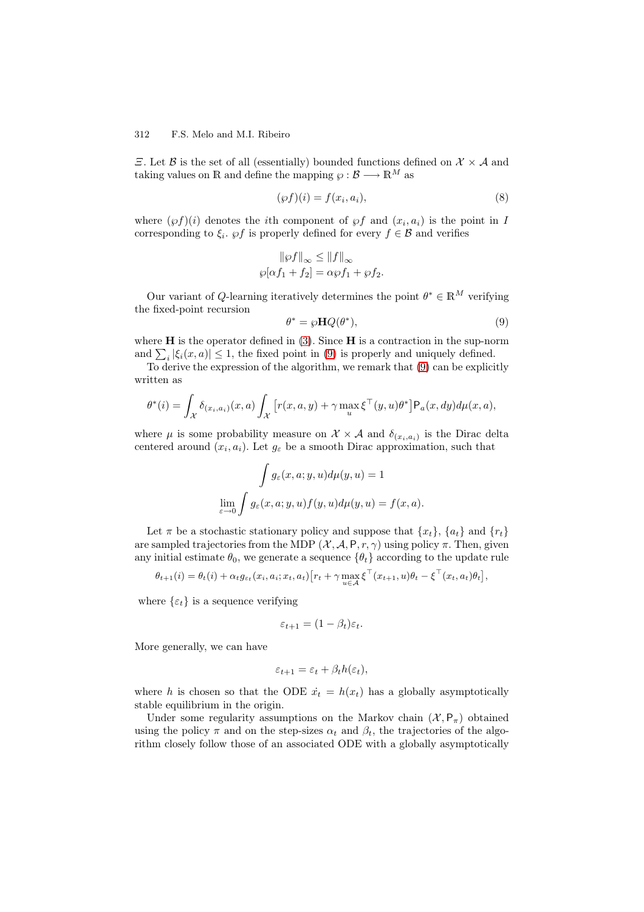$\Xi$. Let $\mathcal{B}$ is the set of all (essentially) bounded functions defined on $\mathcal{X} \times \mathcal{A}$ and taking values on $\mathbb{R}$ and define the mapping $\wp : \mathcal{B} \longrightarrow \mathbb{R}^M$ as

$$(\wp f)(i) = f(x_i, a_i), \tag{8}$$

where $(\wp f)(i)$ denotes the $i$th component of $\wp f$ and $(x_i, a_i)$ is the point in $I$ corresponding to $\xi_i$. $\wp f$ is properly defined for every $f \in \mathcal{B}$ and verifies

$$\|\wp f\|_\infty \leq \|f\|_\infty$$
$$\wp[\alpha f_1 + f_2] = \alpha \wp f_1 + \wp f_2.$$

Our variant of $Q$-learning iteratively determines the point $\theta^* \in \mathbb{R}^M$ verifying the fixed-point recursion

$$\theta^* = \wp \mathbf{H} Q(\theta^*), \tag{9}$$

where $\mathbf{H}$ is the operator defined in (3). Since $\mathbf{H}$ is a contraction in the sup-norm and $\sum_i |\xi_i(x,a)| \leq 1$, the fixed point in (9) is properly and uniquely defined.

To derive the expression of the algorithm, we remark that (9) can be explicitly written as

$$\theta^*(i) = \int_{\mathcal{X}} \delta_{(x_i,a_i)}(x,a) \int_{\mathcal{X}} \left[r(x,a,y) + \gamma \max_u \xi^\top(y,u)\theta^*\right] \mathsf{P}_a(x,dy) d\mu(x,a),$$

where $\mu$ is some probability measure on $\mathcal{X} \times \mathcal{A}$ and $\delta_{(x_i,a_i)}$ is the Dirac delta centered around $(x_i, a_i)$. Let $g_\varepsilon$ be a smooth Dirac approximation, such that

$$\int g_\varepsilon(x,a;y,u) d\mu(y,u) = 1$$
$$\lim_{\varepsilon \to 0} \int g_\varepsilon(x,a;y,u) f(y,u) d\mu(y,u) = f(x,a).$$

Let $\pi$ be a stochastic stationary policy and suppose that $\{x_t\}$, $\{a_t\}$ and $\{r_t\}$ are sampled trajectories from the MDP $(\mathcal{X}, \mathcal{A}, \mathsf{P}, r, \gamma)$ using policy $\pi$. Then, given any initial estimate $\theta_0$, we generate a sequence $\{\theta_t\}$ according to the update rule

$$\theta_{t+1}(i) = \theta_t(i) + \alpha_t g_{\varepsilon_t}(x_i, a_i; x_t, a_t)\left[r_t + \gamma \max_{u \in \mathcal{A}} \xi^\top(x_{t+1}, u)\theta_t - \xi^\top(x_t, a_t)\theta_t\right],$$

where $\{\varepsilon_t\}$ is a sequence verifying

$$\varepsilon_{t+1} = (1 - \beta_t)\varepsilon_t.$$

More generally, we can have

$$\varepsilon_{t+1} = \varepsilon_t + \beta_t h(\varepsilon_t),$$

where $h$ is chosen so that the ODE $\dot{x}_t = h(x_t)$ has a globally asymptotically stable equilibrium in the origin.

Under some regularity assumptions on the Markov chain $(\mathcal{X}, \mathsf{P}_\pi)$ obtained using the policy $\pi$ and on the step-sizes $\alpha_t$ and $\beta_t$, the trajectories of the algorithm closely follow those of an associated ODE with a globally asymptotically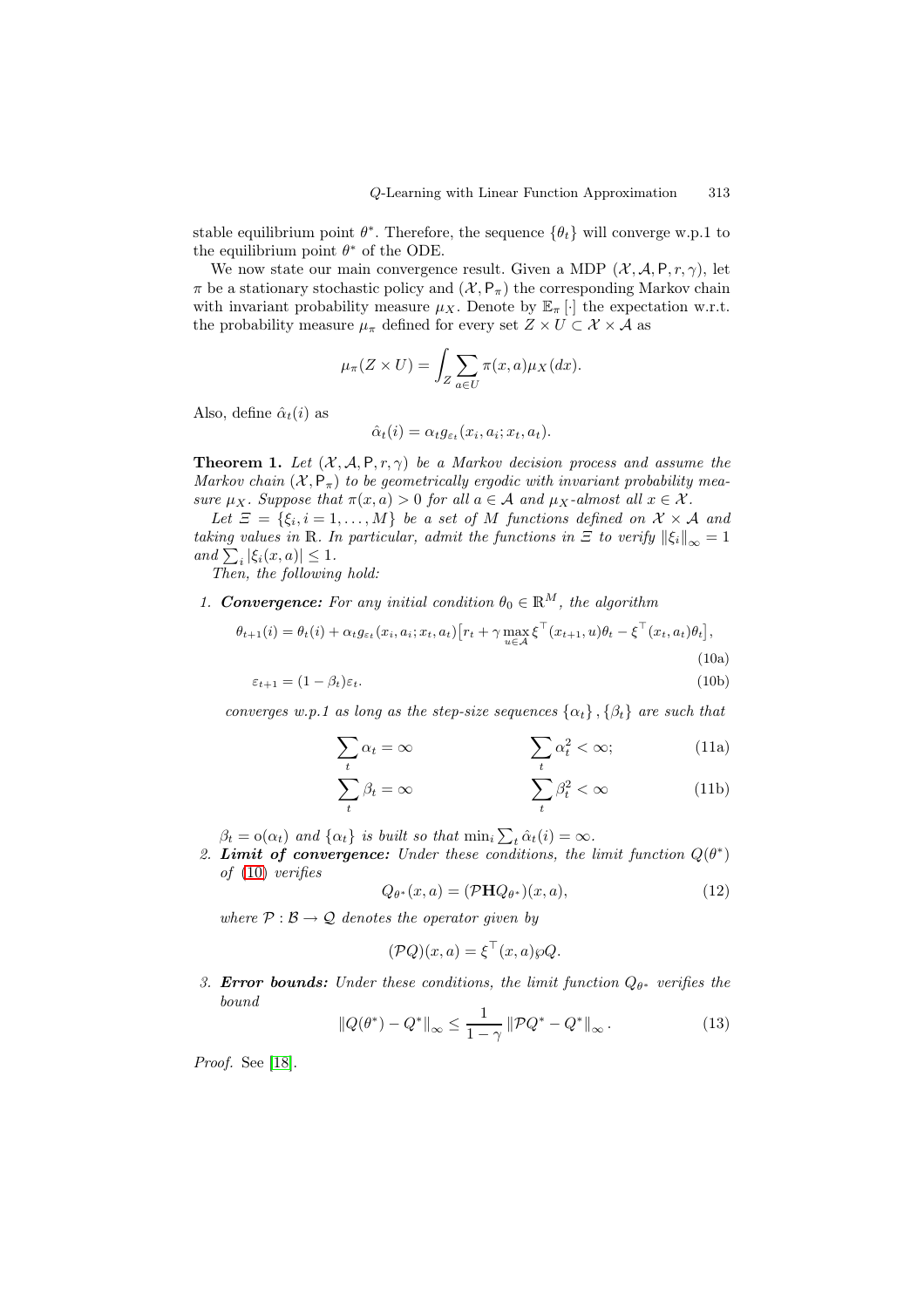stable equilibrium point $\theta^*$. Therefore, the sequence $\{\theta_t\}$ will converge w.p.1 to the equilibrium point $\theta^*$ of the ODE.

We now state our main convergence result. Given a MDP $(\mathcal{X}, \mathcal{A}, \mathsf{P}, r, \gamma)$, let $\pi$ be a stationary stochastic policy and $(\mathcal{X}, \mathsf{P}_\pi)$ the corresponding Markov chain with invariant probability measure $\mu_X$. Denote by $\mathbb{E}_\pi[\cdot]$ the expectation w.r.t. the probability measure $\mu_\pi$ defined for every set $Z \times U \subset \mathcal{X} \times \mathcal{A}$ as

$$\mu_\pi(Z \times U) = \int_Z \sum_{a \in U} \pi(x, a) \mu_X(dx).$$

Also, define $\hat{\alpha}_t(i)$ as

$$\hat{\alpha}_t(i) = \alpha_t g_{\varepsilon_t}(x_i, a_i; x_t, a_t).$$

**Theorem 1.** *Let $(\mathcal{X}, \mathcal{A}, \mathsf{P}, r, \gamma)$ be a Markov decision process and assume the Markov chain $(\mathcal{X}, \mathsf{P}_\pi)$ to be geometrically ergodic with invariant probability measure $\mu_X$. Suppose that $\pi(x, a) > 0$ for all $a \in \mathcal{A}$ and $\mu_X$-almost all $x \in \mathcal{X}$.*

*Let $\Xi = \{\xi_i, i = 1, \ldots, M\}$ be a set of $M$ functions defined on $\mathcal{X} \times \mathcal{A}$ and taking values in $\mathbb{R}$. In particular, admit the functions in $\Xi$ to verify $\|\xi_i\|_\infty = 1$ and $\sum_i |\xi_i(x, a)| \leq 1$.*

*Then, the following hold:*

1. ***Convergence:** For any initial condition $\theta_0 \in \mathbb{R}^M$, the algorithm*

$$\theta_{t+1}(i) = \theta_t(i) + \alpha_t g_{\varepsilon_t}(x_i, a_i; x_t, a_t)\left[r_t + \gamma \max_{u \in \mathcal{A}} \xi^\top(x_{t+1}, u)\theta_t - \xi^\top(x_t, a_t)\theta_t\right], \tag{10a}$$

$$\varepsilon_{t+1} = (1 - \beta_t)\varepsilon_t. \tag{10b}$$

*converges w.p.1 as long as the step-size sequences $\{\alpha_t\}, \{\beta_t\}$ are such that*

$$\sum_t \alpha_t = \infty \qquad \sum_t \alpha_t^2 < \infty; \tag{11a}$$

$$\sum_t \beta_t = \infty \qquad \sum_t \beta_t^2 < \infty \tag{11b}$$

*$\beta_t = \mathrm{o}(\alpha_t)$ and $\{\alpha_t\}$ is built so that $\min_i \sum_t \hat{\alpha}_t(i) = \infty$.*

2. ***Limit of convergence:** Under these conditions, the limit function $Q(\theta^*)$ of (10) verifies*

$$Q_{\theta^*}(x, a) = (\mathcal{P}\mathbf{H}Q_{\theta^*})(x, a), \tag{12}$$

*where $\mathcal{P} : \mathcal{B} \to \mathcal{Q}$ denotes the operator given by*

$$(\mathcal{P}Q)(x, a) = \xi^\top(x, a)\wp Q.$$

3. ***Error bounds:** Under these conditions, the limit function $Q_{\theta^*}$ verifies the bound*

$$\|Q(\theta^*) - Q^*\|_\infty \leq \frac{1}{1 - \gamma} \|\mathcal{P}Q^* - Q^*\|_\infty. \tag{13}$$

*Proof.* See [18].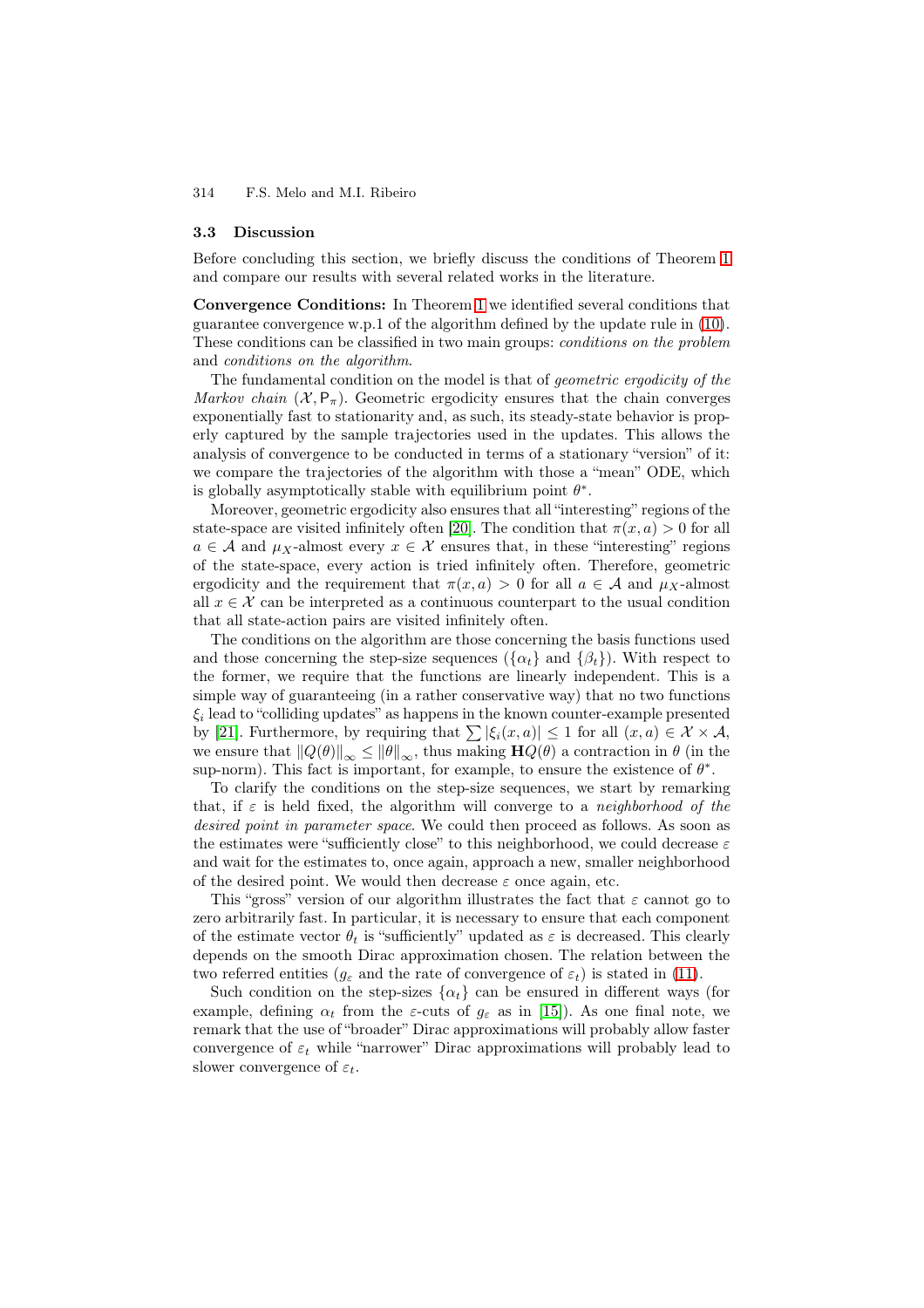### 3.3 Discussion

Before concluding this section, we briefly discuss the conditions of Theorem 1 and compare our results with several related works in the literature.

**Convergence Conditions:** In Theorem 1 we identified several conditions that guarantee convergence w.p.1 of the algorithm defined by the update rule in (10). These conditions can be classified in two main groups: *conditions on the problem* and *conditions on the algorithm*.

The fundamental condition on the model is that of *geometric ergodicity of the Markov chain* $(\mathcal{X}, \mathsf{P}_\pi)$. Geometric ergodicity ensures that the chain converges exponentially fast to stationarity and, as such, its steady-state behavior is properly captured by the sample trajectories used in the updates. This allows the analysis of convergence to be conducted in terms of a stationary "version" of it: we compare the trajectories of the algorithm with those a "mean" ODE, which is globally asymptotically stable with equilibrium point $\theta^*$.

Moreover, geometric ergodicity also ensures that all "interesting" regions of the state-space are visited infinitely often [20]. The condition that $\pi(x, a) > 0$ for all $a \in \mathcal{A}$ and $\mu_X$-almost every $x \in \mathcal{X}$ ensures that, in these "interesting" regions of the state-space, every action is tried infinitely often. Therefore, geometric ergodicity and the requirement that $\pi(x, a) > 0$ for all $a \in \mathcal{A}$ and $\mu_X$-almost all $x \in \mathcal{X}$ can be interpreted as a continuous counterpart to the usual condition that all state-action pairs are visited infinitely often.

The conditions on the algorithm are those concerning the basis functions used and those concerning the step-size sequences ($\{\alpha_t\}$ and $\{\beta_t\}$). With respect to the former, we require that the functions are linearly independent. This is a simple way of guaranteeing (in a rather conservative way) that no two functions $\xi_i$ lead to "colliding updates" as happens in the known counter-example presented by [21]. Furthermore, by requiring that $\sum |\xi_i(x, a)| \leq 1$ for all $(x, a) \in \mathcal{X} \times \mathcal{A}$, we ensure that $\|Q(\theta)\|_\infty \leq \|\theta\|_\infty$, thus making $\mathbf{H}Q(\theta)$ a contraction in $\theta$ (in the sup-norm). This fact is important, for example, to ensure the existence of $\theta^*$.

To clarify the conditions on the step-size sequences, we start by remarking that, if $\varepsilon$ is held fixed, the algorithm will converge to a *neighborhood of the desired point in parameter space*. We could then proceed as follows. As soon as the estimates were "sufficiently close" to this neighborhood, we could decrease $\varepsilon$ and wait for the estimates to, once again, approach a new, smaller neighborhood of the desired point. We would then decrease $\varepsilon$ once again, etc.

This "gross" version of our algorithm illustrates the fact that $\varepsilon$ cannot go to zero arbitrarily fast. In particular, it is necessary to ensure that each component of the estimate vector $\theta_t$ is "sufficiently" updated as $\varepsilon$ is decreased. This clearly depends on the smooth Dirac approximation chosen. The relation between the two referred entities ($g_\varepsilon$ and the rate of convergence of $\varepsilon_t$) is stated in (11).

Such condition on the step-sizes $\{\alpha_t\}$ can be ensured in different ways (for example, defining $\alpha_t$ from the $\varepsilon$-cuts of $g_\varepsilon$ as in [15]). As one final note, we remark that the use of "broader" Dirac approximations will probably allow faster convergence of $\varepsilon_t$ while "narrower" Dirac approximations will probably lead to slower convergence of $\varepsilon_t$.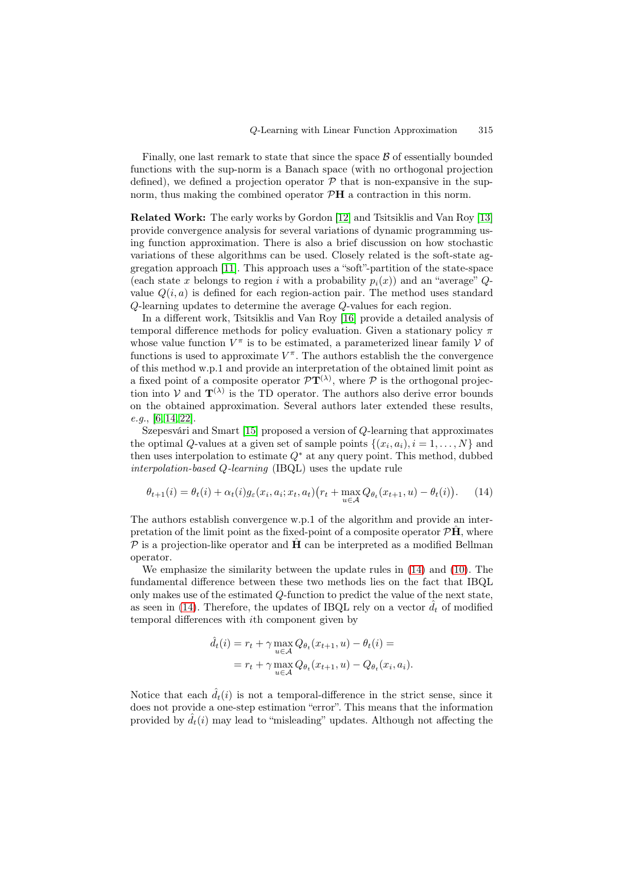Finally, one last remark to state that since the space $\mathcal{B}$ of essentially bounded functions with the sup-norm is a Banach space (with no orthogonal projection defined), we defined a projection operator $\mathcal{P}$ that is non-expansive in the sup-norm, thus making the combined operator $\mathcal{P}\mathbf{H}$ a contraction in this norm.

**Related Work:** The early works by Gordon [12] and Tsitsiklis and Van Roy [13] provide convergence analysis for several variations of dynamic programming using function approximation. There is also a brief discussion on how stochastic variations of these algorithms can be used. Closely related is the soft-state aggregation approach [11]. This approach uses a "soft"-partition of the state-space (each state $x$ belongs to region $i$ with a probability $p_i(x)$) and an "average" $Q$-value $Q(i, a)$ is defined for each region-action pair. The method uses standard $Q$-learning updates to determine the average $Q$-values for each region.

In a different work, Tsitsiklis and Van Roy [16] provide a detailed analysis of temporal difference methods for policy evaluation. Given a stationary policy $\pi$ whose value function $V^\pi$ is to be estimated, a parameterized linear family $\mathcal{V}$ of functions is used to approximate $V^\pi$. The authors establish the the convergence of this method w.p.1 and provide an interpretation of the obtained limit point as a fixed point of a composite operator $\mathcal{P}\mathbf{T}^{(\lambda)}$, where $\mathcal{P}$ is the orthogonal projection into $\mathcal{V}$ and $\mathbf{T}^{(\lambda)}$ is the TD operator. The authors also derive error bounds on the obtained approximation. Several authors later extended these results, *e.g.*, [6,14,22].

Szepesvári and Smart [15] proposed a version of $Q$-learning that approximates the optimal $Q$-values at a given set of sample points $\{(x_i, a_i), i = 1, \ldots, N\}$ and then uses interpolation to estimate $Q^*$ at any query point. This method, dubbed *interpolation-based Q-learning* (IBQL) uses the update rule

$$\theta_{t+1}(i) = \theta_t(i) + \alpha_t(i) g_\varepsilon(x_i, a_i; x_t, a_t)\big(r_t + \max_{u \in \mathcal{A}} Q_{\theta_t}(x_{t+1}, u) - \theta_t(i)\big). \tag{14}$$

The authors establish convergence w.p.1 of the algorithm and provide an interpretation of the limit point as the fixed-point of a composite operator $\mathcal{P}\hat{\mathbf{H}}$, where $\mathcal{P}$ is a projection-like operator and $\hat{\mathbf{H}}$ can be interpreted as a modified Bellman operator.

We emphasize the similarity between the update rules in (14) and (10). The fundamental difference between these two methods lies on the fact that IBQL only makes use of the estimated $Q$-function to predict the value of the next state, as seen in (14). Therefore, the updates of IBQL rely on a vector $\hat{d}_t$ of modified temporal differences with $i$th component given by

$$\begin{aligned}
\hat{d}_t(i) &= r_t + \gamma \max_{u \in \mathcal{A}} Q_{\theta_t}(x_{t+1}, u) - \theta_t(i) = \\
&= r_t + \gamma \max_{u \in \mathcal{A}} Q_{\theta_t}(x_{t+1}, u) - Q_{\theta_t}(x_i, a_i).
\end{aligned}$$

Notice that each $\hat{d}_t(i)$ is not a temporal-difference in the strict sense, since it does not provide a one-step estimation "error". This means that the information provided by $\hat{d}_t(i)$ may lead to "misleading" updates. Although not affecting the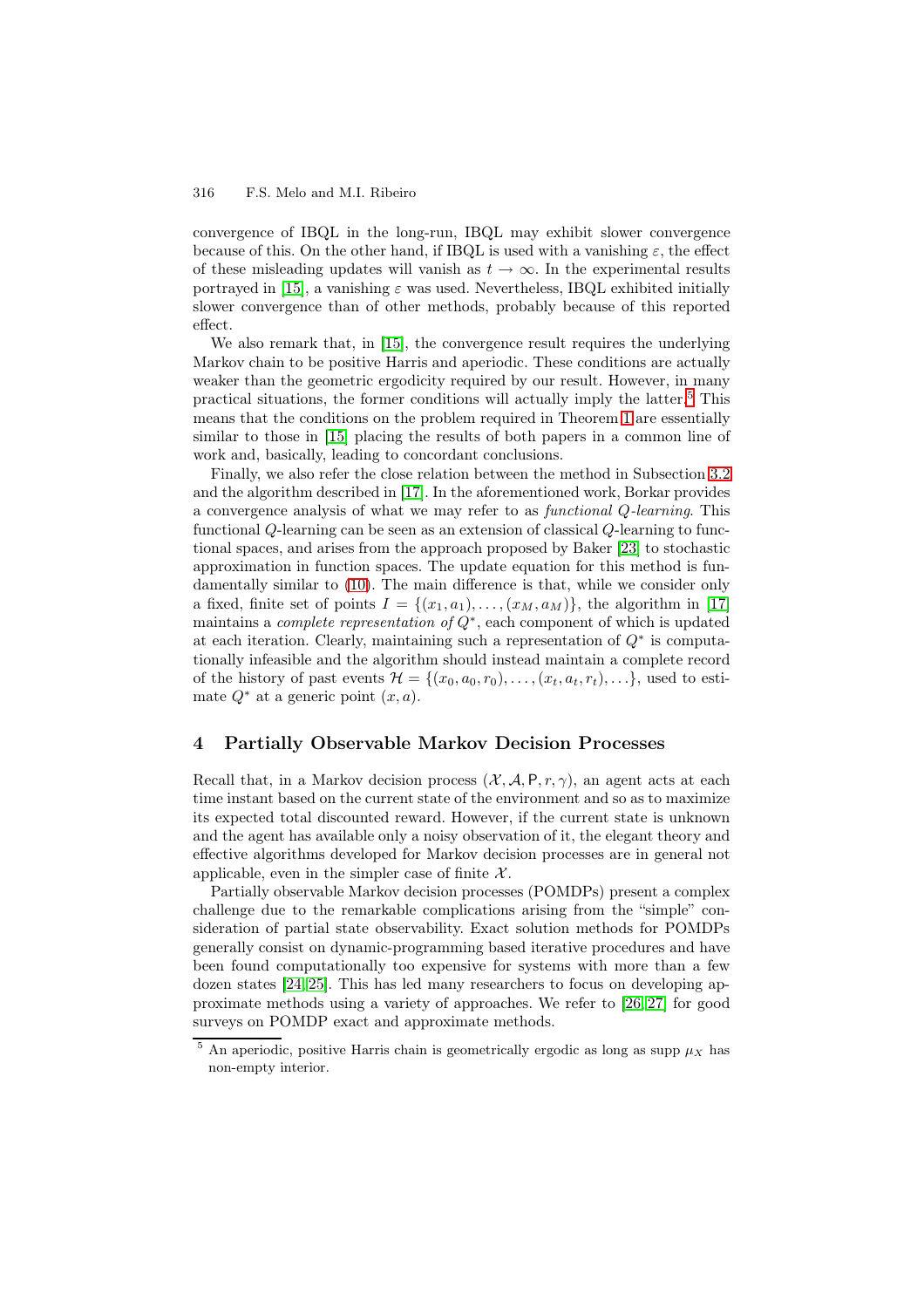convergence of IBQL in the long-run, IBQL may exhibit slower convergence because of this. On the other hand, if IBQL is used with a vanishing $\varepsilon$, the effect of these misleading updates will vanish as $t \to \infty$. In the experimental results portrayed in [15], a vanishing $\varepsilon$ was used. Nevertheless, IBQL exhibited initially slower convergence than of other methods, probably because of this reported effect.

We also remark that, in [15], the convergence result requires the underlying Markov chain to be positive Harris and aperiodic. These conditions are actually weaker than the geometric ergodicity required by our result. However, in many practical situations, the former conditions will actually imply the latter.[5] This means that the conditions on the problem required in Theorem 1 are essentially similar to those in [15] placing the results of both papers in a common line of work and, basically, leading to concordant conclusions.

Finally, we also refer the close relation between the method in Subsection 3.2 and the algorithm described in [17]. In the aforementioned work, Borkar provides a convergence analysis of what we may refer to as *functional $Q$-learning*. This functional $Q$-learning can be seen as an extension of classical $Q$-learning to functional spaces, and arises from the approach proposed by Baker [23] to stochastic approximation in function spaces. The update equation for this method is fundamentally similar to (10). The main difference is that, while we consider only a fixed, finite set of points $I = \{(x_1, a_1), \ldots, (x_M, a_M)\}$, the algorithm in [17] maintains a *complete representation of* $Q^*$, each component of which is updated at each iteration. Clearly, maintaining such a representation of $Q^*$ is computationally infeasible and the algorithm should instead maintain a complete record of the history of past events $\mathcal{H} = \{(x_0, a_0, r_0), \ldots, (x_t, a_t, r_t), \ldots\}$, used to estimate $Q^*$ at a generic point $(x, a)$.

## 4 Partially Observable Markov Decision Processes

Recall that, in a Markov decision process $(\mathcal{X}, \mathcal{A}, \mathsf{P}, r, \gamma)$, an agent acts at each time instant based on the current state of the environment and so as to maximize its expected total discounted reward. However, if the current state is unknown and the agent has available only a noisy observation of it, the elegant theory and effective algorithms developed for Markov decision processes are in general not applicable, even in the simpler case of finite $\mathcal{X}$.

Partially observable Markov decision processes (POMDPs) present a complex challenge due to the remarkable complications arising from the "simple" consideration of partial state observability. Exact solution methods for POMDPs generally consist on dynamic-programming based iterative procedures and have been found computationally too expensive for systems with more than a few dozen states [24,25]. This has led many researchers to focus on developing approximate methods using a variety of approaches. We refer to [26,27] for good surveys on POMDP exact and approximate methods.

[5] An aperiodic, positive Harris chain is geometrically ergodic as long as supp $\mu_X$ has non-empty interior.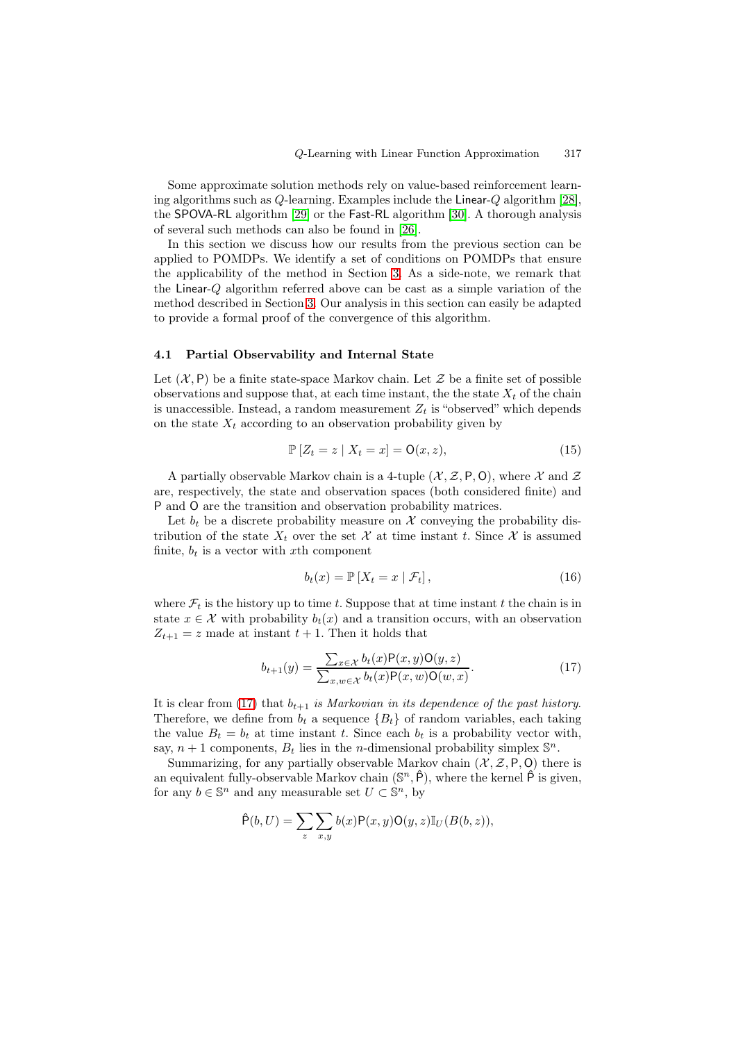Some approximate solution methods rely on value-based reinforcement learning algorithms such as $Q$-learning. Examples include the Linear-$Q$ algorithm [28], the SPOVA-RL algorithm [29] or the Fast-RL algorithm [30]. A thorough analysis of several such methods can also be found in [26].

In this section we discuss how our results from the previous section can be applied to POMDPs. We identify a set of conditions on POMDPs that ensure the applicability of the method in Section 3. As a side-note, we remark that the Linear-$Q$ algorithm referred above can be cast as a simple variation of the method described in Section 3. Our analysis in this section can easily be adapted to provide a formal proof of the convergence of this algorithm.

### 4.1 Partial Observability and Internal State

Let $(\mathcal{X}, \mathsf{P})$ be a finite state-space Markov chain. Let $\mathcal{Z}$ be a finite set of possible observations and suppose that, at each time instant, the the state $X_t$ of the chain is unaccessible. Instead, a random measurement $Z_t$ is "observed" which depends on the state $X_t$ according to an observation probability given by

$$\mathbb{P}\left[Z_t = z \mid X_t = x\right] = \mathsf{O}(x, z), \tag{15}$$

A partially observable Markov chain is a 4-tuple $(\mathcal{X}, \mathcal{Z}, \mathsf{P}, \mathsf{O})$, where $\mathcal{X}$ and $\mathcal{Z}$ are, respectively, the state and observation spaces (both considered finite) and $\mathsf{P}$ and $\mathsf{O}$ are the transition and observation probability matrices.

Let $b_t$ be a discrete probability measure on $\mathcal{X}$ conveying the probability distribution of the state $X_t$ over the set $\mathcal{X}$ at time instant $t$. Since $\mathcal{X}$ is assumed finite, $b_t$ is a vector with $x$th component

$$b_t(x) = \mathbb{P}\left[X_t = x \mid \mathcal{F}_t\right], \tag{16}$$

where $\mathcal{F}_t$ is the history up to time $t$. Suppose that at time instant $t$ the chain is in state $x \in \mathcal{X}$ with probability $b_t(x)$ and a transition occurs, with an observation $Z_{t+1} = z$ made at instant $t+1$. Then it holds that

$$b_{t+1}(y) = \frac{\sum_{x \in \mathcal{X}} b_t(x) \mathsf{P}(x, y) \mathsf{O}(y, z)}{\sum_{x, w \in \mathcal{X}} b_t(x) \mathsf{P}(x, w) \mathsf{O}(w, x)}. \tag{17}$$

It is clear from (17) that $b_{t+1}$ *is Markovian in its dependence of the past history*. Therefore, we define from $b_t$ a sequence $\{B_t\}$ of random variables, each taking the value $B_t = b_t$ at time instant $t$. Since each $b_t$ is a probability vector with, say, $n+1$ components, $B_t$ lies in the $n$-dimensional probability simplex $\mathbb{S}^n$.

Summarizing, for any partially observable Markov chain $(\mathcal{X}, \mathcal{Z}, \mathsf{P}, \mathsf{O})$ there is an equivalent fully-observable Markov chain $(\mathbb{S}^n, \hat{\mathsf{P}})$, where the kernel $\hat{\mathsf{P}}$ is given, for any $b \in \mathbb{S}^n$ and any measurable set $U \subset \mathbb{S}^n$, by

$$\hat{\mathsf{P}}(b, U) = \sum_z \sum_{x, y} b(x) \mathsf{P}(x, y) \mathsf{O}(y, z) \mathbb{I}_U(B(b, z)),$$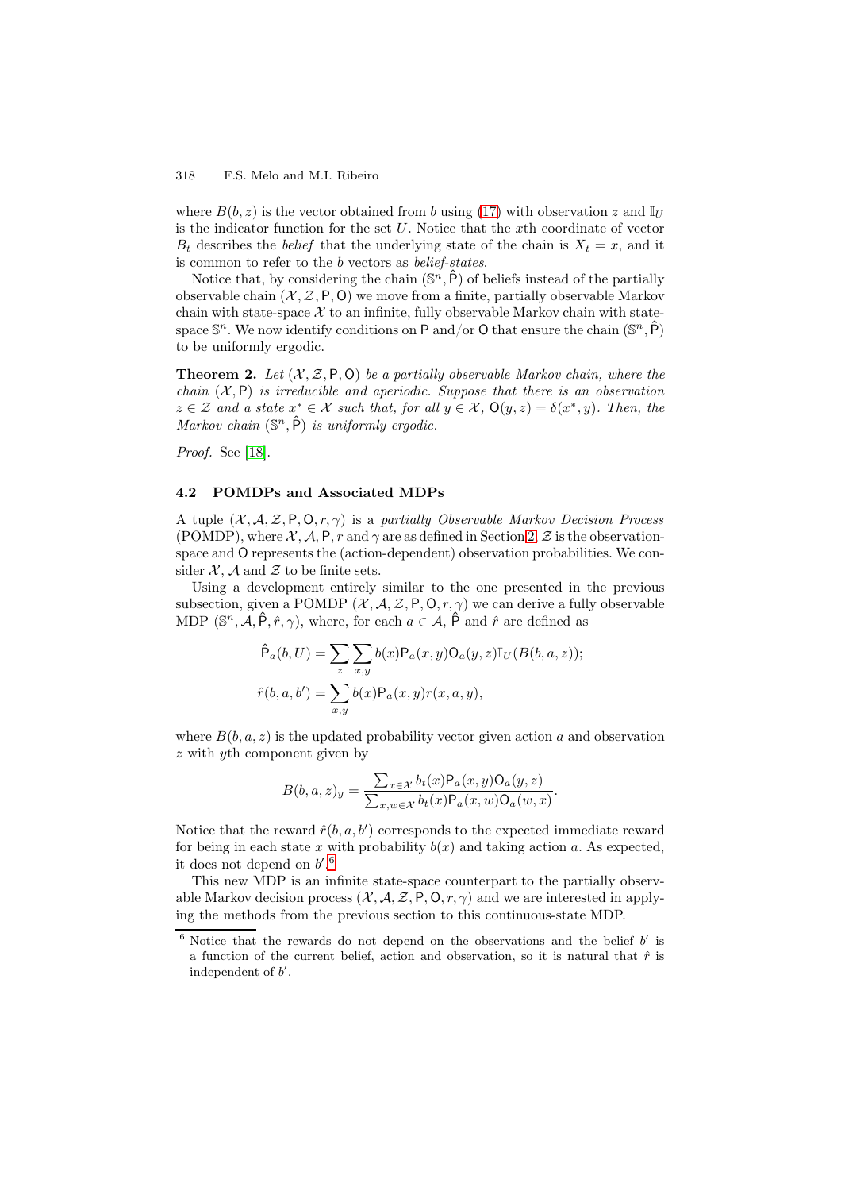where $B(b, z)$ is the vector obtained from $b$ using (17) with observation $z$ and $\mathbb{I}_U$ is the indicator function for the set $U$. Notice that the $x$th coordinate of vector $B_t$ describes the *belief* that the underlying state of the chain is $X_t = x$, and it is common to refer to the $b$ vectors as *belief-states*.

Notice that, by considering the chain $(\mathbb{S}^n, \hat{\mathsf{P}})$ of beliefs instead of the partially observable chain $(\mathcal{X}, \mathcal{Z}, \mathsf{P}, \mathsf{O})$ we move from a finite, partially observable Markov chain with state-space $\mathcal{X}$ to an infinite, fully observable Markov chain with state-space $\mathbb{S}^n$. We now identify conditions on $\mathsf{P}$ and/or $\mathsf{O}$ that ensure the chain $(\mathbb{S}^n, \hat{\mathsf{P}})$ to be uniformly ergodic.

**Theorem 2.** *Let $(\mathcal{X}, \mathcal{Z}, \mathsf{P}, \mathsf{O})$ be a partially observable Markov chain, where the chain $(\mathcal{X}, \mathsf{P})$ is irreducible and aperiodic. Suppose that there is an observation $z \in \mathcal{Z}$ and a state $x^* \in \mathcal{X}$ such that, for all $y \in \mathcal{X}$, $\mathsf{O}(y, z) = \delta(x^*, y)$. Then, the Markov chain $(\mathbb{S}^n, \hat{\mathsf{P}})$ is uniformly ergodic.*

*Proof.* See [18].

### 4.2 POMDPs and Associated MDPs

A tuple $(\mathcal{X}, \mathcal{A}, \mathcal{Z}, \mathsf{P}, \mathsf{O}, r, \gamma)$ is a *partially Observable Markov Decision Process* (POMDP), where $\mathcal{X}, \mathcal{A}, \mathsf{P}, r$ and $\gamma$ are as defined in Section 2, $\mathcal{Z}$ is the observation-space and $\mathsf{O}$ represents the (action-dependent) observation probabilities. We consider $\mathcal{X}$, $\mathcal{A}$ and $\mathcal{Z}$ to be finite sets.

Using a development entirely similar to the one presented in the previous subsection, given a POMDP $(\mathcal{X}, \mathcal{A}, \mathcal{Z}, \mathsf{P}, \mathsf{O}, r, \gamma)$ we can derive a fully observable MDP $(\mathbb{S}^n, \mathcal{A}, \hat{\mathsf{P}}, \hat{r}, \gamma)$, where, for each $a \in \mathcal{A}$, $\hat{\mathsf{P}}$ and $\hat{r}$ are defined as

$$\hat{\mathsf{P}}_a(b, U) = \sum_z \sum_{x,y} b(x)\mathsf{P}_a(x, y)\mathsf{O}_a(y, z)\mathbb{I}_U(B(b, a, z));$$

$$\hat{r}(b, a, b') = \sum_{x,y} b(x)\mathsf{P}_a(x, y)r(x, a, y),$$

where $B(b, a, z)$ is the updated probability vector given action $a$ and observation $z$ with $y$th component given by

$$B(b, a, z)_y = \frac{\sum_{x \in \mathcal{X}} b_t(x)\mathsf{P}_a(x, y)\mathsf{O}_a(y, z)}{\sum_{x,w \in \mathcal{X}} b_t(x)\mathsf{P}_a(x, w)\mathsf{O}_a(w, x)}.$$

Notice that the reward $\hat{r}(b, a, b')$ corresponds to the expected immediate reward for being in each state $x$ with probability $b(x)$ and taking action $a$. As expected, it does not depend on $b'$.[6]

This new MDP is an infinite state-space counterpart to the partially observable Markov decision process $(\mathcal{X}, \mathcal{A}, \mathcal{Z}, \mathsf{P}, \mathsf{O}, r, \gamma)$ and we are interested in applying the methods from the previous section to this continuous-state MDP.

[6] Notice that the rewards do not depend on the observations and the belief $b'$ is a function of the current belief, action and observation, so it is natural that $\hat{r}$ is independent of $b'$.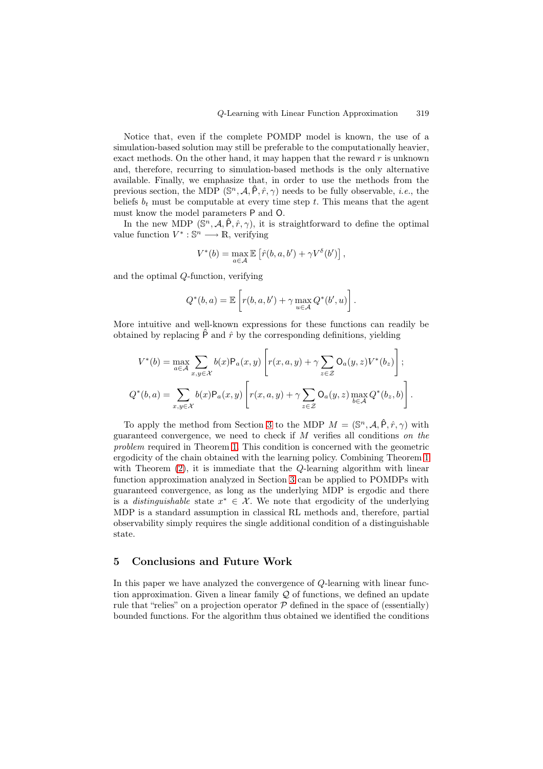Notice that, even if the complete POMDP model is known, the use of a simulation-based solution may still be preferable to the computationally heavier, exact methods. On the other hand, it may happen that the reward $r$ is unknown and, therefore, recurring to simulation-based methods is the only alternative available. Finally, we emphasize that, in order to use the methods from the previous section, the MDP $(\mathbb{S}^n, \mathcal{A}, \hat{\mathsf{P}}, \hat{r}, \gamma)$ needs to be fully observable, *i.e.*, the beliefs $b_t$ must be computable at every time step $t$. This means that the agent must know the model parameters $\mathsf{P}$ and $\mathsf{O}$.

In the new MDP $(\mathbb{S}^n, \mathcal{A}, \hat{\mathsf{P}}, \hat{r}, \gamma)$, it is straightforward to define the optimal value function $V^* : \mathbb{S}^n \longrightarrow \mathbb{R}$, verifying

$$V^*(b) = \max_{a \in \mathcal{A}} \mathbb{E}\left[\hat{r}(b, a, b') + \gamma V^\delta(b')\right],$$

and the optimal $Q$-function, verifying

$$Q^*(b, a) = \mathbb{E}\left[r(b, a, b') + \gamma \max_{u \in \mathcal{A}} Q^*(b', u)\right].$$

More intuitive and well-known expressions for these functions can readily be obtained by replacing $\hat{\mathsf{P}}$ and $\hat{r}$ by the corresponding definitions, yielding

$$V^*(b) = \max_{a \in \mathcal{A}} \sum_{x,y \in \mathcal{X}} b(x)\mathsf{P}_a(x, y)\left[r(x, a, y) + \gamma \sum_{z \in \mathcal{Z}} \mathsf{O}_a(y, z) V^*(b_z)\right];$$

$$Q^*(b, a) = \sum_{x,y \in \mathcal{X}} b(x)\mathsf{P}_a(x, y)\left[r(x, a, y) + \gamma \sum_{z \in \mathcal{Z}} \mathsf{O}_a(y, z) \max_{b \in \mathcal{A}} Q^*(b_z, b)\right].$$

To apply the method from Section 3 to the MDP $M = (\mathbb{S}^n, \mathcal{A}, \hat{\mathsf{P}}, \hat{r}, \gamma)$ with guaranteed convergence, we need to check if $M$ verifies all conditions *on the problem* required in Theorem 1. This condition is concerned with the geometric ergodicity of the chain obtained with the learning policy. Combining Theorem 1 with Theorem (2), it is immediate that the $Q$-learning algorithm with linear function approximation analyzed in Section 3 can be applied to POMDPs with guaranteed convergence, as long as the underlying MDP is ergodic and there is a *distinguishable* state $x^* \in \mathcal{X}$. We note that ergodicity of the underlying MDP is a standard assumption in classical RL methods and, therefore, partial observability simply requires the single additional condition of a distinguishable state.

## 5 Conclusions and Future Work

In this paper we have analyzed the convergence of $Q$-learning with linear function approximation. Given a linear family $\mathcal{Q}$ of functions, we defined an update rule that "relies" on a projection operator $\mathcal{P}$ defined in the space of (essentially) bounded functions. For the algorithm thus obtained we identified the conditions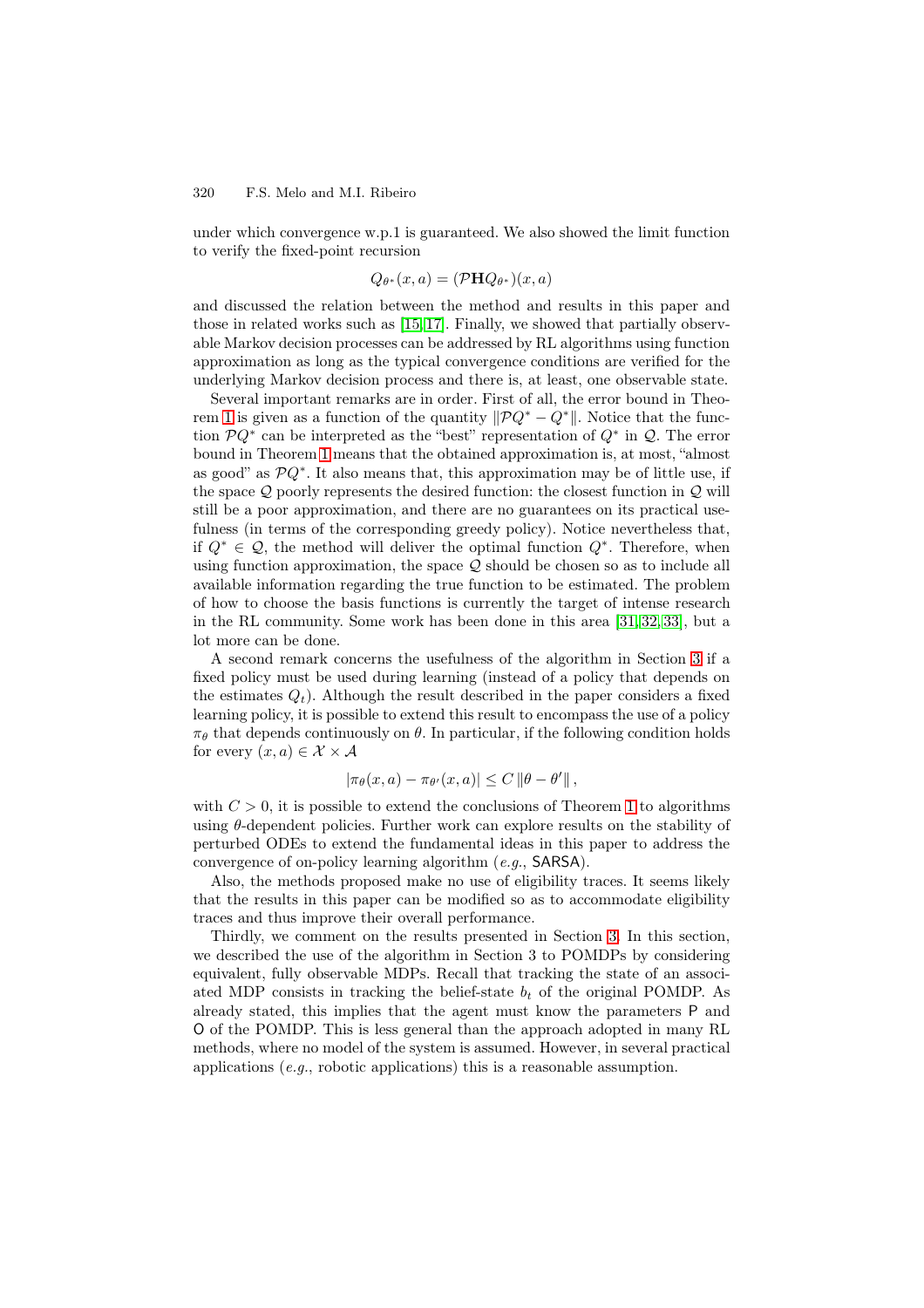under which convergence w.p.1 is guaranteed. We also showed the limit function to verify the fixed-point recursion

$$Q_{\theta^*}(x, a) = (\mathcal{P}\mathbf{H}Q_{\theta^*})(x, a)$$

and discussed the relation between the method and results in this paper and those in related works such as [15,17]. Finally, we showed that partially observable Markov decision processes can be addressed by RL algorithms using function approximation as long as the typical convergence conditions are verified for the underlying Markov decision process and there is, at least, one observable state.

Several important remarks are in order. First of all, the error bound in Theorem 1 is given as a function of the quantity $\|\mathcal{P}Q^* - Q^*\|$. Notice that the function $\mathcal{P}Q^*$ can be interpreted as the "best" representation of $Q^*$ in $\mathcal{Q}$. The error bound in Theorem 1 means that the obtained approximation is, at most, "almost as good" as $\mathcal{P}Q^*$. It also means that, this approximation may be of little use, if the space $\mathcal{Q}$ poorly represents the desired function: the closest function in $\mathcal{Q}$ will still be a poor approximation, and there are no guarantees on its practical usefulness (in terms of the corresponding greedy policy). Notice nevertheless that, if $Q^* \in \mathcal{Q}$, the method will deliver the optimal function $Q^*$. Therefore, when using function approximation, the space $\mathcal{Q}$ should be chosen so as to include all available information regarding the true function to be estimated. The problem of how to choose the basis functions is currently the target of intense research in the RL community. Some work has been done in this area [31,32,33], but a lot more can be done.

A second remark concerns the usefulness of the algorithm in Section 3 if a fixed policy must be used during learning (instead of a policy that depends on the estimates $Q_t$). Although the result described in the paper considers a fixed learning policy, it is possible to extend this result to encompass the use of a policy $\pi_\theta$ that depends continuously on $\theta$. In particular, if the following condition holds for every $(x, a) \in \mathcal{X} \times \mathcal{A}$

$$|\pi_\theta(x, a) - \pi_{\theta'}(x, a)| \leq C \|\theta - \theta'\|,$$

with $C > 0$, it is possible to extend the conclusions of Theorem 1 to algorithms using $\theta$-dependent policies. Further work can explore results on the stability of perturbed ODEs to extend the fundamental ideas in this paper to address the convergence of on-policy learning algorithm (*e.g.*, SARSA).

Also, the methods proposed make no use of eligibility traces. It seems likely that the results in this paper can be modified so as to accommodate eligibility traces and thus improve their overall performance.

Thirdly, we comment on the results presented in Section 3. In this section, we described the use of the algorithm in Section 3 to POMDPs by considering equivalent, fully observable MDPs. Recall that tracking the state of an associated MDP consists in tracking the belief-state $b_t$ of the original POMDP. As already stated, this implies that the agent must know the parameters $\mathsf{P}$ and $\mathsf{O}$ of the POMDP. This is less general than the approach adopted in many RL methods, where no model of the system is assumed. However, in several practical applications (*e.g.*, robotic applications) this is a reasonable assumption.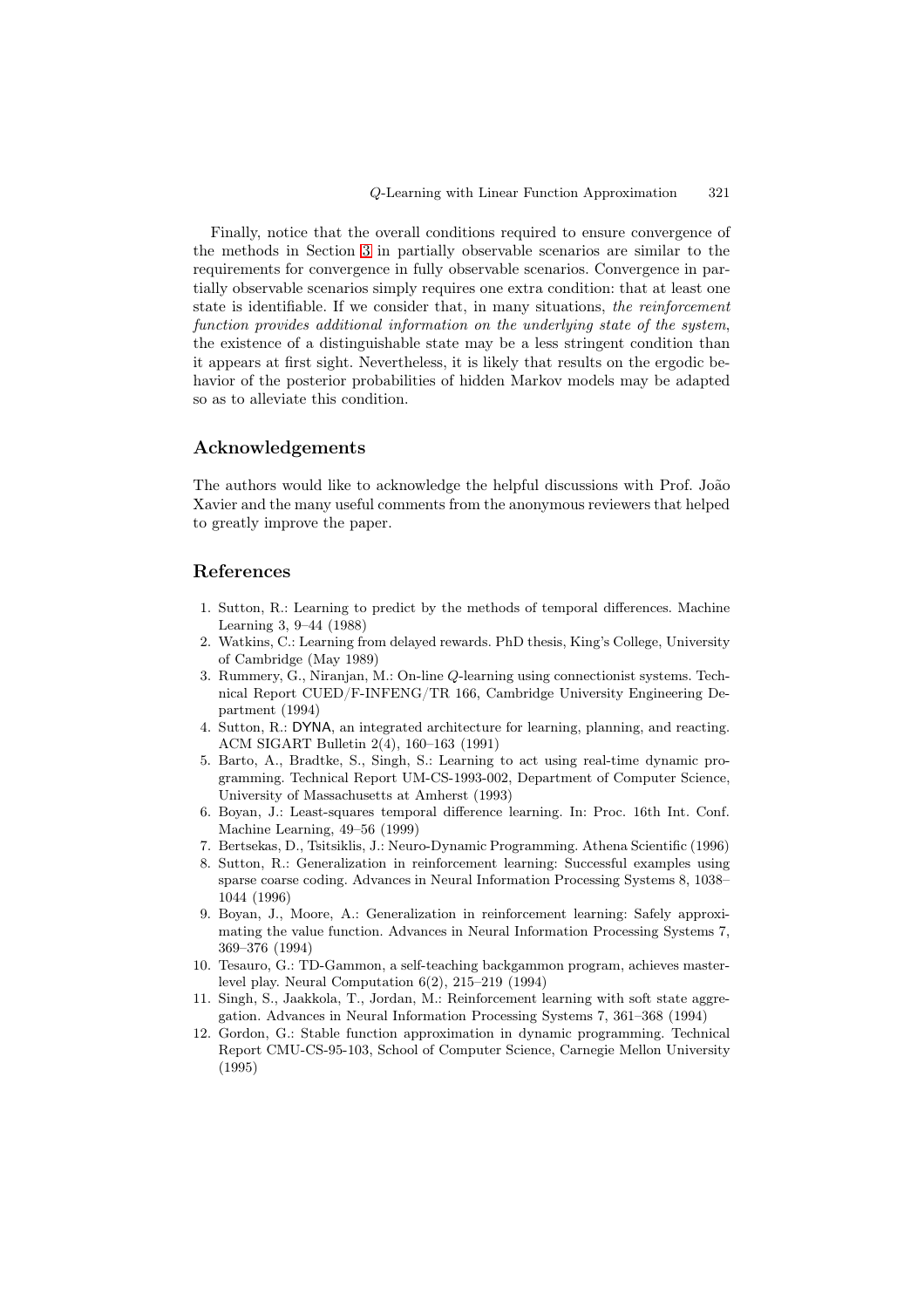Finally, notice that the overall conditions required to ensure convergence of the methods in Section 3 in partially observable scenarios are similar to the requirements for convergence in fully observable scenarios. Convergence in partially observable scenarios simply requires one extra condition: that at least one state is identifiable. If we consider that, in many situations, *the reinforcement function provides additional information on the underlying state of the system*, the existence of a distinguishable state may be a less stringent condition than it appears at first sight. Nevertheless, it is likely that results on the ergodic behavior of the posterior probabilities of hidden Markov models may be adapted so as to alleviate this condition.

## Acknowledgements

The authors would like to acknowledge the helpful discussions with Prof. João Xavier and the many useful comments from the anonymous reviewers that helped to greatly improve the paper.

## References

1. Sutton, R.: Learning to predict by the methods of temporal differences. Machine Learning 3, 9–44 (1988)
2. Watkins, C.: Learning from delayed rewards. PhD thesis, King's College, University of Cambridge (May 1989)
3. Rummery, G., Niranjan, M.: On-line $Q$-learning using connectionist systems. Technical Report CUED/F-INFENG/TR 166, Cambridge University Engineering Department (1994)
4. Sutton, R.: DYNA, an integrated architecture for learning, planning, and reacting. ACM SIGART Bulletin 2(4), 160–163 (1991)
5. Barto, A., Bradtke, S., Singh, S.: Learning to act using real-time dynamic programming. Technical Report UM-CS-1993-002, Department of Computer Science, University of Massachusetts at Amherst (1993)
6. Boyan, J.: Least-squares temporal difference learning. In: Proc. 16th Int. Conf. Machine Learning, 49–56 (1999)
7. Bertsekas, D., Tsitsiklis, J.: Neuro-Dynamic Programming. Athena Scientific (1996)
8. Sutton, R.: Generalization in reinforcement learning: Successful examples using sparse coarse coding. Advances in Neural Information Processing Systems 8, 1038–1044 (1996)
9. Boyan, J., Moore, A.: Generalization in reinforcement learning: Safely approximating the value function. Advances in Neural Information Processing Systems 7, 369–376 (1994)
10. Tesauro, G.: TD-Gammon, a self-teaching backgammon program, achieves master-level play. Neural Computation 6(2), 215–219 (1994)
11. Singh, S., Jaakkola, T., Jordan, M.: Reinforcement learning with soft state aggregation. Advances in Neural Information Processing Systems 7, 361–368 (1994)
12. Gordon, G.: Stable function approximation in dynamic programming. Technical Report CMU-CS-95-103, School of Computer Science, Carnegie Mellon University (1995)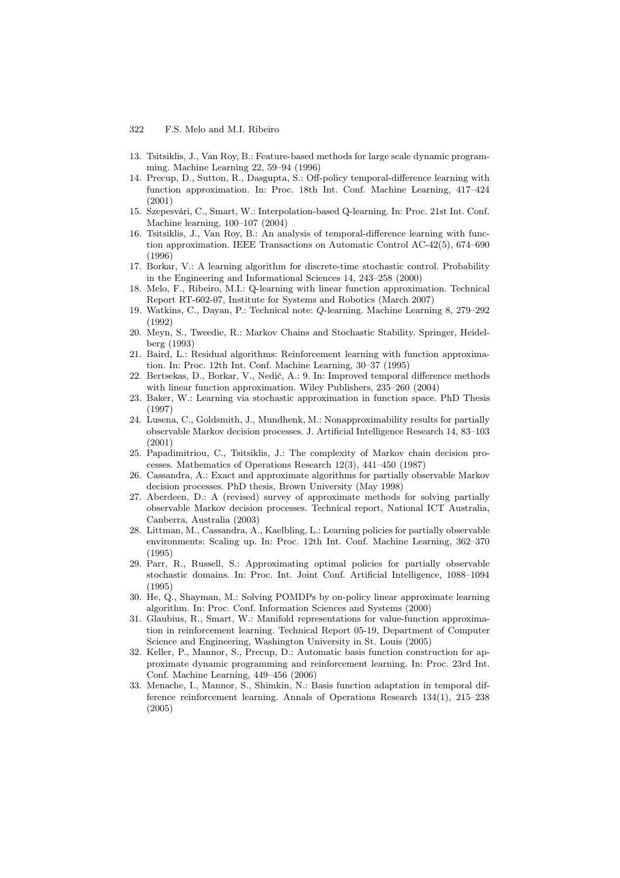13. Tsitsiklis, J., Van Roy, B.: Feature-based methods for large scale dynamic programming. Machine Learning 22, 59–94 (1996)
14. Precup, D., Sutton, R., Dasgupta, S.: Off-policy temporal-difference learning with function approximation. In: Proc. 18th Int. Conf. Machine Learning, 417–424 (2001)
15. Szepesvári, C., Smart, W.: Interpolation-based Q-learning. In: Proc. 21st Int. Conf. Machine learning, 100–107 (2004)
16. Tsitsiklis, J., Van Roy, B.: An analysis of temporal-difference learning with function approximation. IEEE Transactions on Automatic Control AC-42(5), 674–690 (1996)
17. Borkar, V.: A learning algorithm for discrete-time stochastic control. Probability in the Engineering and Informational Sciences 14, 243–258 (2000)
18. Melo, F., Ribeiro, M.I.: Q-learning with linear function approximation. Technical Report RT-602-07, Institute for Systems and Robotics (March 2007)
19. Watkins, C., Dayan, P.: Technical note: *Q*-learning. Machine Learning 8, 279–292 (1992)
20. Meyn, S., Tweedie, R.: Markov Chains and Stochastic Stability. Springer, Heidelberg (1993)
21. Baird, L.: Residual algorithms: Reinforcement learning with function approximation. In: Proc. 12th Int. Conf. Machine Learning, 30–37 (1995)
22. Bertsekas, D., Borkar, V., Nedić, A.: 9. In: Improved temporal difference methods with linear function approximation. Wiley Publishers, 235–260 (2004)
23. Baker, W.: Learning via stochastic approximation in function space. PhD Thesis (1997)
24. Lusena, C., Goldsmith, J., Mundhenk, M.: Nonapproximability results for partially observable Markov decision processes. J. Artificial Intelligence Research 14, 83–103 (2001)
25. Papadimitriou, C., Tsitsiklis, J.: The complexity of Markov chain decision processes. Mathematics of Operations Research 12(3), 441–450 (1987)
26. Cassandra, A.: Exact and approximate algorithms for partially observable Markov decision processes. PhD thesis, Brown University (May 1998)
27. Aberdeen, D.: A (revised) survey of approximate methods for solving partially observable Markov decision processes. Technical report, National ICT Australia, Canberra, Australia (2003)
28. Littman, M., Cassandra, A., Kaelbling, L.: Learning policies for partially observable environments: Scaling up. In: Proc. 12th Int. Conf. Machine Learning, 362–370 (1995)
29. Parr, R., Russell, S.: Approximating optimal policies for partially observable stochastic domains. In: Proc. Int. Joint Conf. Artificial Intelligence, 1088–1094 (1995)
30. He, Q., Shayman, M.: Solving POMDPs by on-policy linear approximate learning algorithm. In: Proc. Conf. Information Sciences and Systems (2000)
31. Glaubius, R., Smart, W.: Manifold representations for value-function approximation in reinforcement learning. Technical Report 05-19, Department of Computer Science and Engineering, Washington University in St. Louis (2005)
32. Keller, P., Mannor, S., Precup, D.: Automatic basis function construction for approximate dynamic programming and reinforcement learning. In: Proc. 23rd Int. Conf. Machine Learning, 449–456 (2006)
33. Menache, I., Mannor, S., Shimkin, N.: Basis function adaptation in temporal difference reinforcement learning. Annals of Operations Research 134(1), 215–238 (2005)